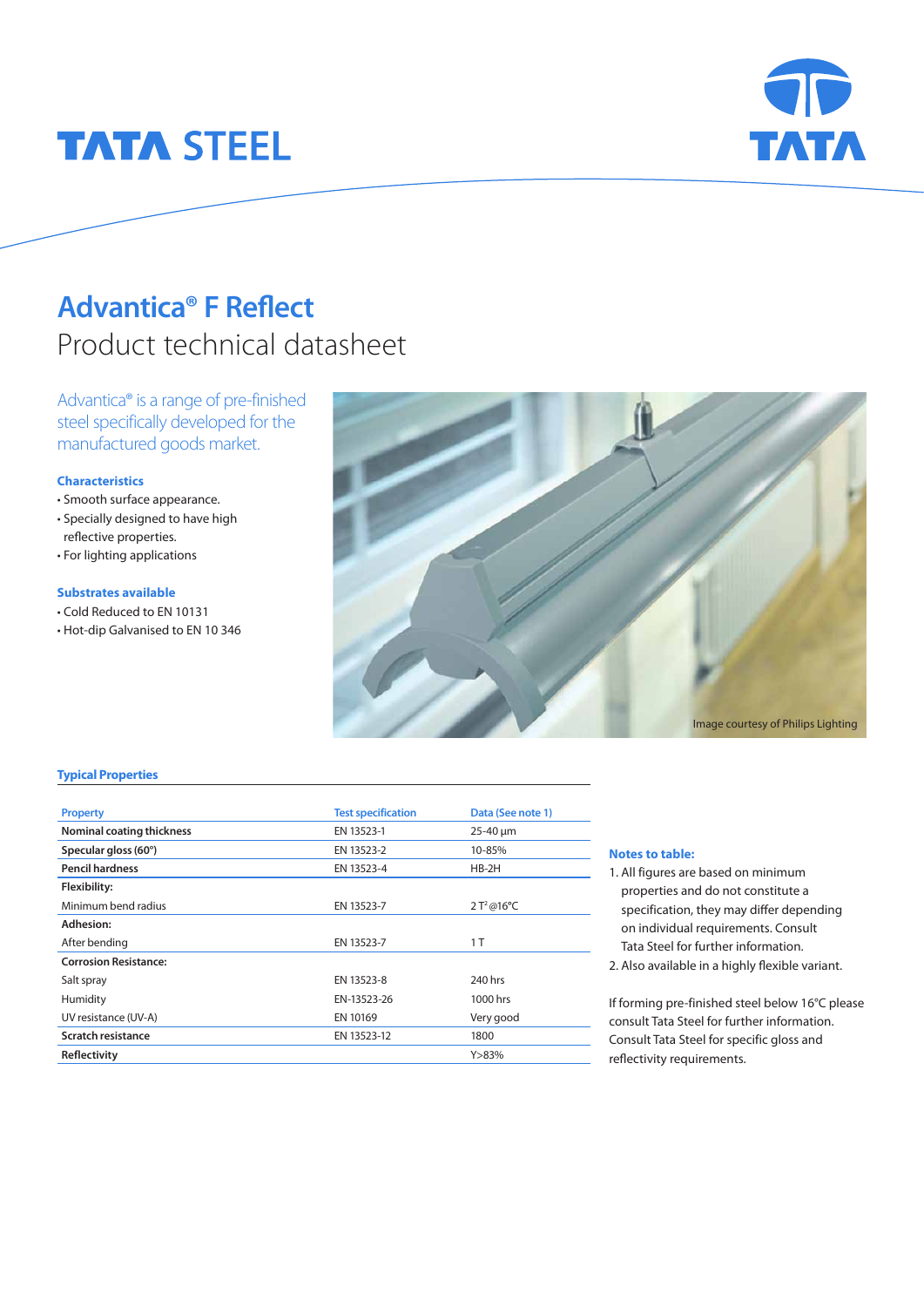# TATA STEEL

## Advantica® F Reflect

Product technical datasheet

Advantica® is a range of pre-finished steel specifically developed for the manufactured goods market.

### Characteristics

- Smooth surface appearance.
- Specially designed to have high reflective properties.
- For lighting applications

### Substrates available

- Cold Reduced to EN 10131
- Hot-dip Galvanised to EN 10 346

Image courtesy of Philips Lighting

### Typical Properties

| Property | Test specification | Data (See note 1) |
|---|---|---|
| **Nominal coating thickness** | EN 13523-1 | 25-40 µm |
| **Specular gloss (60°)** | EN 13523-2 | 10-85% |
| **Pencil hardness** | EN 13523-4 | HB-2H |
| **Flexibility:** | | |
| Minimum bend radius | EN 13523-7 | 2 T[2] @16°C |
| **Adhesion:** | | |
| After bending | EN 13523-7 | 1 T |
| **Corrosion Resistance:** | | |
| Salt spray | EN 13523-8 | 240 hrs |
| Humidity | EN-13523-26 | 1000 hrs |
| UV resistance (UV-A) | EN 10169 | Very good |
| **Scratch resistance** | EN 13523-12 | 1800 |
| **Reflectivity** | | Y>83% |

### Notes to table:

1. All figures are based on minimum properties and do not constitute a specification, they may differ depending on individual requirements. Consult Tata Steel for further information.
2. Also available in a highly flexible variant.

If forming pre-finished steel below 16°C please consult Tata Steel for further information. Consult Tata Steel for specific gloss and reflectivity requirements.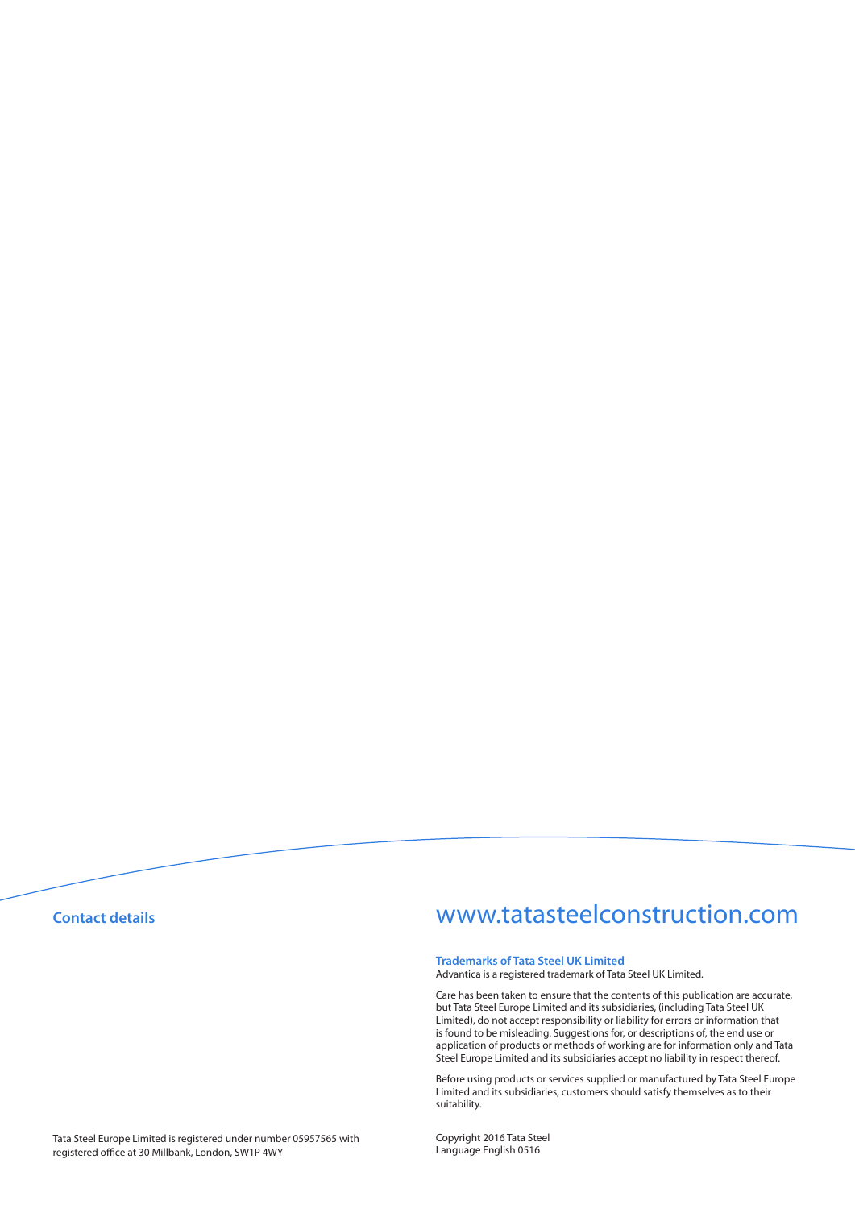## Contact details

Tata Steel Europe Limited is registered under number 05957565 with registered office at 30 Millbank, London, SW1P 4WY

## www.tatasteelconstruction.com

**Trademarks of Tata Steel UK Limited**

Advantica is a registered trademark of Tata Steel UK Limited.

Care has been taken to ensure that the contents of this publication are accurate, but Tata Steel Europe Limited and its subsidiaries, (including Tata Steel UK Limited), do not accept responsibility or liability for errors or information that is found to be misleading. Suggestions for, or descriptions of, the end use or application of products or methods of working are for information only and Tata Steel Europe Limited and its subsidiaries accept no liability in respect thereof.

Before using products or services supplied or manufactured by Tata Steel Europe Limited and its subsidiaries, customers should satisfy themselves as to their suitability.

Copyright 2016 Tata Steel
Language English 0516